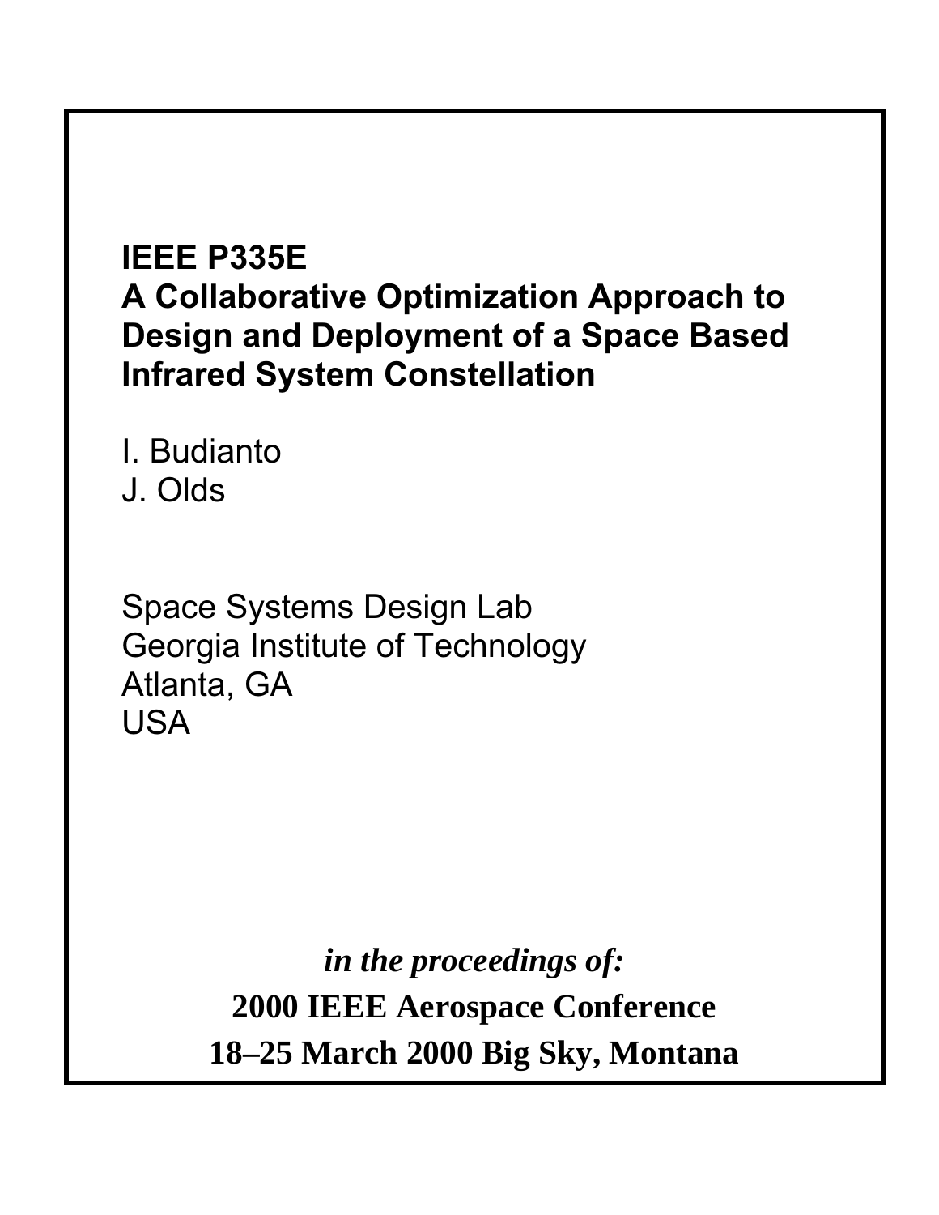# IEEE P335E
# A Collaborative Optimization Approach to Design and Deployment of a Space Based Infrared System Constellation

I. Budianto
J. Olds

Space Systems Design Lab
Georgia Institute of Technology
Atlanta, GA
USA

***in the proceedings of:***

**2000 IEEE Aerospace Conference**

**18–25 March 2000 Big Sky, Montana**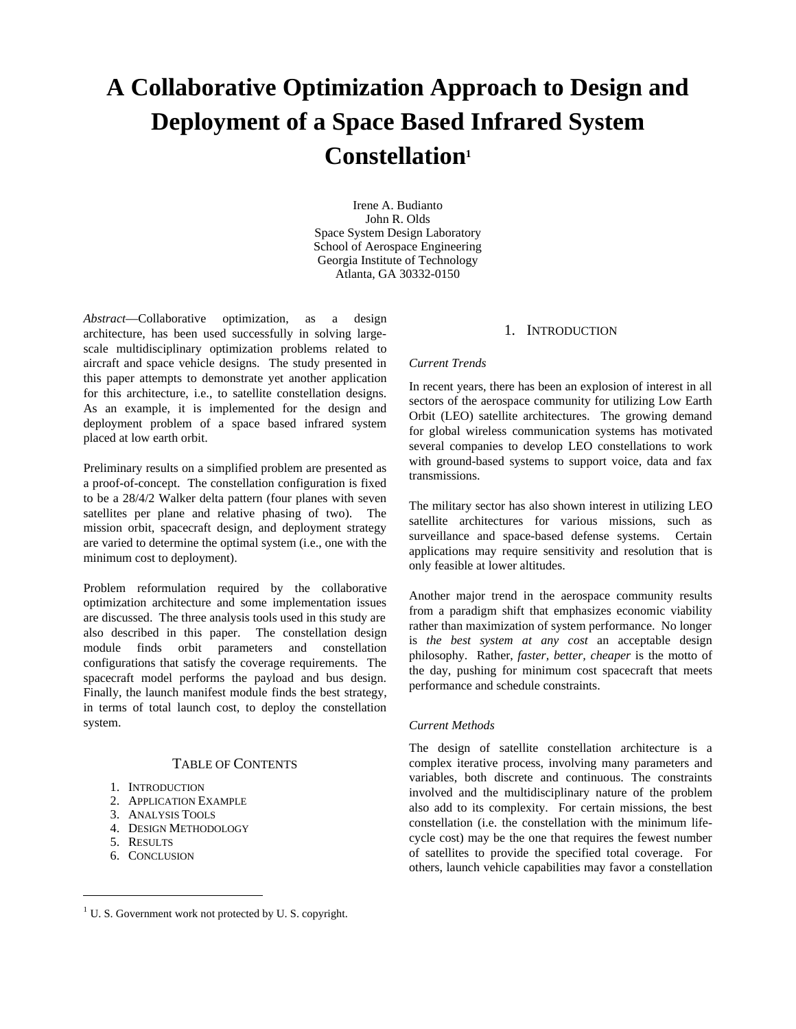# A Collaborative Optimization Approach to Design and Deployment of a Space Based Infrared System Constellation[1]

Irene A. Budianto
John R. Olds
Space System Design Laboratory
School of Aerospace Engineering
Georgia Institute of Technology
Atlanta, GA 30332-0150

*Abstract*—Collaborative optimization, as a design architecture, has been used successfully in solving large-scale multidisciplinary optimization problems related to aircraft and space vehicle designs. The study presented in this paper attempts to demonstrate yet another application for this architecture, i.e., to satellite constellation designs. As an example, it is implemented for the design and deployment problem of a space based infrared system placed at low earth orbit.

Preliminary results on a simplified problem are presented as a proof-of-concept. The constellation configuration is fixed to be a 28/4/2 Walker delta pattern (four planes with seven satellites per plane and relative phasing of two). The mission orbit, spacecraft design, and deployment strategy are varied to determine the optimal system (i.e., one with the minimum cost to deployment).

Problem reformulation required by the collaborative optimization architecture and some implementation issues are discussed. The three analysis tools used in this study are also described in this paper. The constellation design module finds orbit parameters and constellation configurations that satisfy the coverage requirements. The spacecraft model performs the payload and bus design. Finally, the launch manifest module finds the best strategy, in terms of total launch cost, to deploy the constellation system.

## TABLE OF CONTENTS

1. INTRODUCTION
2. APPLICATION EXAMPLE
3. ANALYSIS TOOLS
4. DESIGN METHODOLOGY
5. RESULTS
6. CONCLUSION

## 1. INTRODUCTION

### *Current Trends*

In recent years, there has been an explosion of interest in all sectors of the aerospace community for utilizing Low Earth Orbit (LEO) satellite architectures. The growing demand for global wireless communication systems has motivated several companies to develop LEO constellations to work with ground-based systems to support voice, data and fax transmissions.

The military sector has also shown interest in utilizing LEO satellite architectures for various missions, such as surveillance and space-based defense systems. Certain applications may require sensitivity and resolution that is only feasible at lower altitudes.

Another major trend in the aerospace community results from a paradigm shift that emphasizes economic viability rather than maximization of system performance. No longer is *the best system at any cost* an acceptable design philosophy. Rather, *faster, better, cheaper* is the motto of the day, pushing for minimum cost spacecraft that meets performance and schedule constraints.

### *Current Methods*

The design of satellite constellation architecture is a complex iterative process, involving many parameters and variables, both discrete and continuous. The constraints involved and the multidisciplinary nature of the problem also add to its complexity. For certain missions, the best constellation (i.e. the constellation with the minimum life-cycle cost) may be the one that requires the fewest number of satellites to provide the specified total coverage. For others, launch vehicle capabilities may favor a constellation

[1] U. S. Government work not protected by U. S. copyright.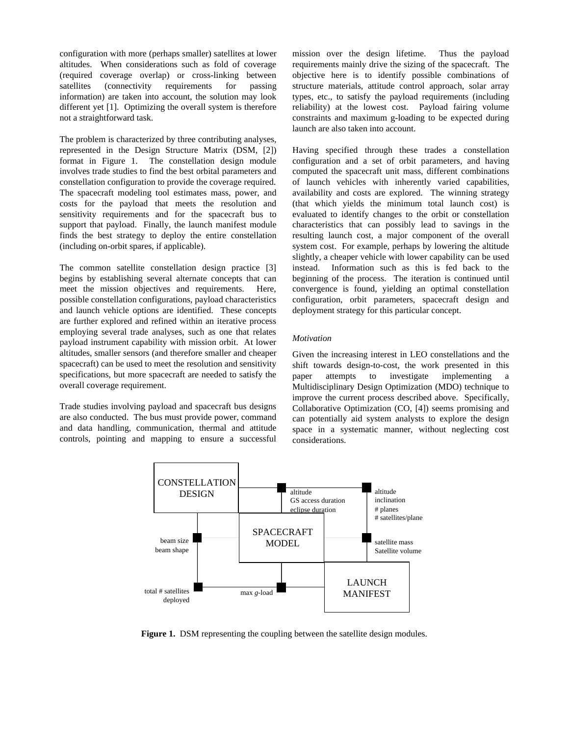configuration with more (perhaps smaller) satellites at lower altitudes. When considerations such as fold of coverage (required coverage overlap) or cross-linking between satellites (connectivity requirements for passing information) are taken into account, the solution may look different yet [1]. Optimizing the overall system is therefore not a straightforward task.

The problem is characterized by three contributing analyses, represented in the Design Structure Matrix (DSM, [2]) format in Figure 1. The constellation design module involves trade studies to find the best orbital parameters and constellation configuration to provide the coverage required. The spacecraft modeling tool estimates mass, power, and costs for the payload that meets the resolution and sensitivity requirements and for the spacecraft bus to support that payload. Finally, the launch manifest module finds the best strategy to deploy the entire constellation (including on-orbit spares, if applicable).

The common satellite constellation design practice [3] begins by establishing several alternate concepts that can meet the mission objectives and requirements. Here, possible constellation configurations, payload characteristics and launch vehicle options are identified. These concepts are further explored and refined within an iterative process employing several trade analyses, such as one that relates payload instrument capability with mission orbit. At lower altitudes, smaller sensors (and therefore smaller and cheaper spacecraft) can be used to meet the resolution and sensitivity specifications, but more spacecraft are needed to satisfy the overall coverage requirement.

Trade studies involving payload and spacecraft bus designs are also conducted. The bus must provide power, command and data handling, communication, thermal and attitude controls, pointing and mapping to ensure a successful mission over the design lifetime. Thus the payload requirements mainly drive the sizing of the spacecraft. The objective here is to identify possible combinations of structure materials, attitude control approach, solar array types, etc., to satisfy the payload requirements (including reliability) at the lowest cost. Payload fairing volume constraints and maximum g-loading to be expected during launch are also taken into account.

Having specified through these trades a constellation configuration and a set of orbit parameters, and having computed the spacecraft unit mass, different combinations of launch vehicles with inherently varied capabilities, availability and costs are explored. The winning strategy (that which yields the minimum total launch cost) is evaluated to identify changes to the orbit or constellation characteristics that can possibly lead to savings in the resulting launch cost, a major component of the overall system cost. For example, perhaps by lowering the altitude slightly, a cheaper vehicle with lower capability can be used instead. Information such as this is fed back to the beginning of the process. The iteration is continued until convergence is found, yielding an optimal constellation configuration, orbit parameters, spacecraft design and deployment strategy for this particular concept.

*Motivation*

Given the increasing interest in LEO constellations and the shift towards design-to-cost, the work presented in this paper attempts to investigate implementing a Multidisciplinary Design Optimization (MDO) technique to improve the current process described above. Specifically, Collaborative Optimization (CO, [4]) seems promising and can potentially aid system analysts to explore the design space in a systematic manner, without neglecting cost considerations.

CONSTELLATION DESIGN

altitude
GS access duration
eclipse duration

altitude
inclination
# planes
# satellites/plane

beam size
beam shape

SPACECRAFT MODEL

satellite mass
Satellite volume

total # satellites deployed

max *g*-load

LAUNCH MANIFEST

**Figure 1.** DSM representing the coupling between the satellite design modules.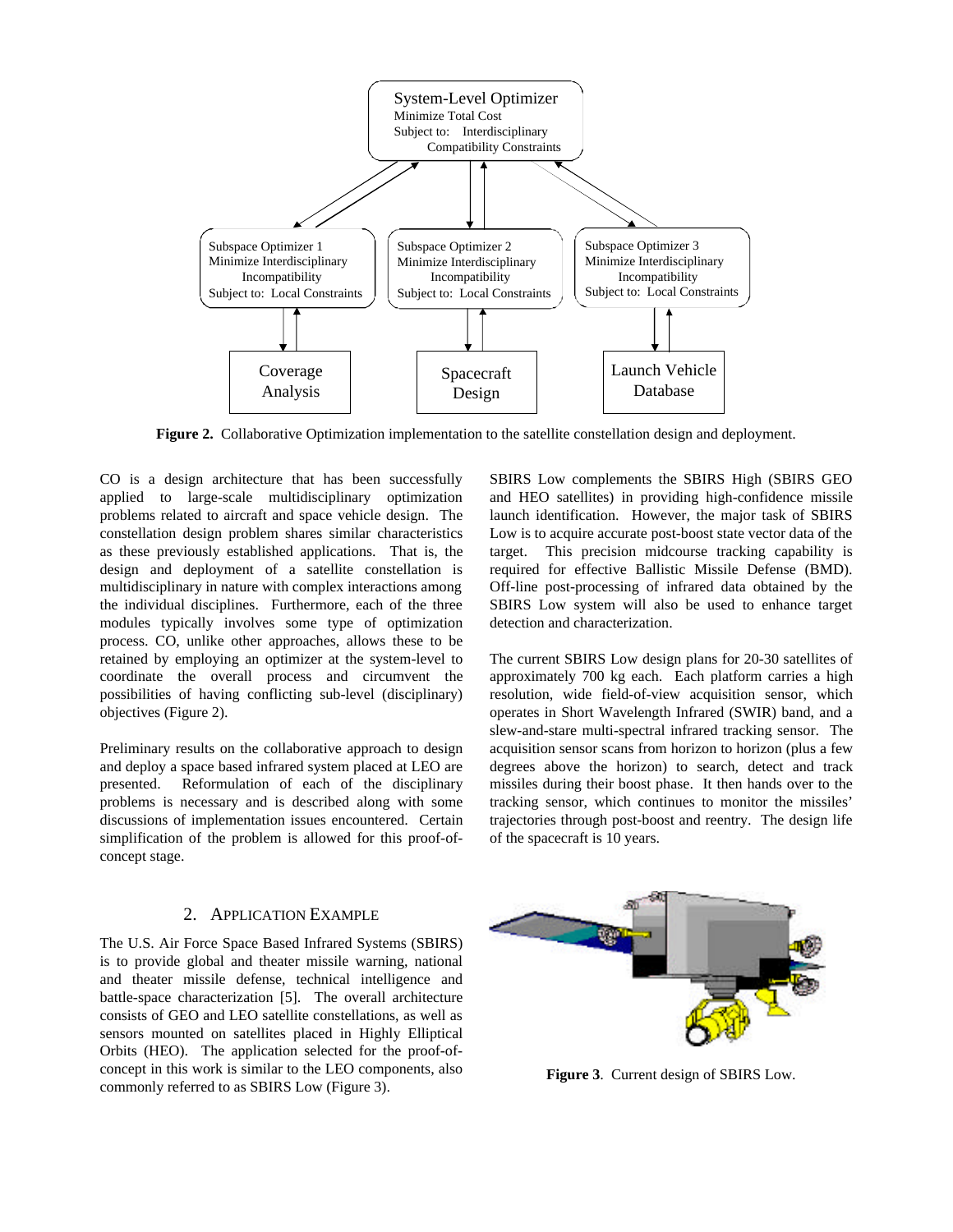**Figure 2.** Collaborative Optimization implementation to the satellite constellation design and deployment.

CO is a design architecture that has been successfully applied to large-scale multidisciplinary optimization problems related to aircraft and space vehicle design. The constellation design problem shares similar characteristics as these previously established applications. That is, the design and deployment of a satellite constellation is multidisciplinary in nature with complex interactions among the individual disciplines. Furthermore, each of the three modules typically involves some type of optimization process. CO, unlike other approaches, allows these to be retained by employing an optimizer at the system-level to coordinate the overall process and circumvent the possibilities of having conflicting sub-level (disciplinary) objectives (Figure 2).

Preliminary results on the collaborative approach to design and deploy a space based infrared system placed at LEO are presented. Reformulation of each of the disciplinary problems is necessary and is described along with some discussions of implementation issues encountered. Certain simplification of the problem is allowed for this proof-of-concept stage.

## 2. Application Example

The U.S. Air Force Space Based Infrared Systems (SBIRS) is to provide global and theater missile warning, national and theater missile defense, technical intelligence and battle-space characterization [5]. The overall architecture consists of GEO and LEO satellite constellations, as well as sensors mounted on satellites placed in Highly Elliptical Orbits (HEO). The application selected for the proof-of-concept in this work is similar to the LEO components, also commonly referred to as SBIRS Low (Figure 3).

SBIRS Low complements the SBIRS High (SBIRS GEO and HEO satellites) in providing high-confidence missile launch identification. However, the major task of SBIRS Low is to acquire accurate post-boost state vector data of the target. This precision midcourse tracking capability is required for effective Ballistic Missile Defense (BMD). Off-line post-processing of infrared data obtained by the SBIRS Low system will also be used to enhance target detection and characterization.

The current SBIRS Low design plans for 20-30 satellites of approximately 700 kg each. Each platform carries a high resolution, wide field-of-view acquisition sensor, which operates in Short Wavelength Infrared (SWIR) band, and a slew-and-stare multi-spectral infrared tracking sensor. The acquisition sensor scans from horizon to horizon (plus a few degrees above the horizon) to search, detect and track missiles during their boost phase. It then hands over to the tracking sensor, which continues to monitor the missiles' trajectories through post-boost and reentry. The design life of the spacecraft is 10 years.

**Figure 3**. Current design of SBIRS Low.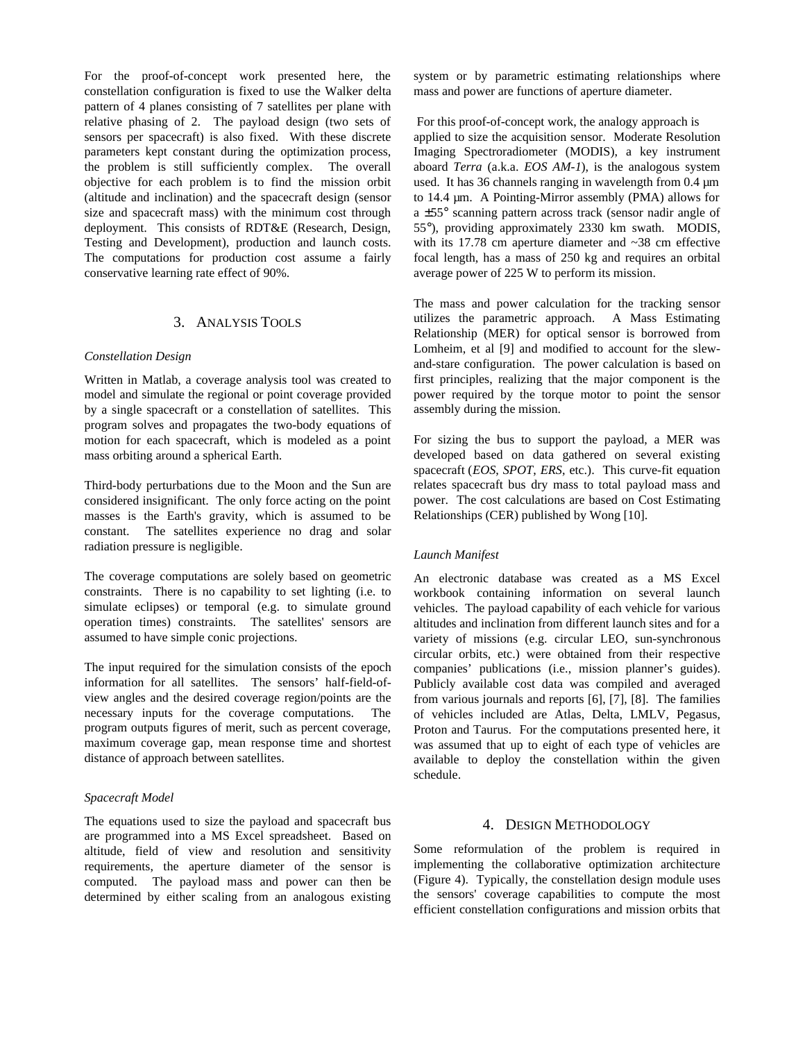For the proof-of-concept work presented here, the constellation configuration is fixed to use the Walker delta pattern of 4 planes consisting of 7 satellites per plane with relative phasing of 2. The payload design (two sets of sensors per spacecraft) is also fixed. With these discrete parameters kept constant during the optimization process, the problem is still sufficiently complex. The overall objective for each problem is to find the mission orbit (altitude and inclination) and the spacecraft design (sensor size and spacecraft mass) with the minimum cost through deployment. This consists of RDT&E (Research, Design, Testing and Development), production and launch costs. The computations for production cost assume a fairly conservative learning rate effect of 90%.

## 3. Analysis Tools

*Constellation Design*

Written in Matlab, a coverage analysis tool was created to model and simulate the regional or point coverage provided by a single spacecraft or a constellation of satellites. This program solves and propagates the two-body equations of motion for each spacecraft, which is modeled as a point mass orbiting around a spherical Earth.

Third-body perturbations due to the Moon and the Sun are considered insignificant. The only force acting on the point masses is the Earth's gravity, which is assumed to be constant. The satellites experience no drag and solar radiation pressure is negligible.

The coverage computations are solely based on geometric constraints. There is no capability to set lighting (i.e. to simulate eclipses) or temporal (e.g. to simulate ground operation times) constraints. The satellites' sensors are assumed to have simple conic projections.

The input required for the simulation consists of the epoch information for all satellites. The sensors' half-field-of-view angles and the desired coverage region/points are the necessary inputs for the coverage computations. The program outputs figures of merit, such as percent coverage, maximum coverage gap, mean response time and shortest distance of approach between satellites.

*Spacecraft Model*

The equations used to size the payload and spacecraft bus are programmed into a MS Excel spreadsheet. Based on altitude, field of view and resolution and sensitivity requirements, the aperture diameter of the sensor is computed. The payload mass and power can then be determined by either scaling from an analogous existing system or by parametric estimating relationships where mass and power are functions of aperture diameter.

For this proof-of-concept work, the analogy approach is applied to size the acquisition sensor. Moderate Resolution Imaging Spectroradiometer (MODIS), a key instrument aboard *Terra* (a.k.a. *EOS AM-1*), is the analogous system used. It has 36 channels ranging in wavelength from 0.4 μm to 14.4 μm. A Pointing-Mirror assembly (PMA) allows for a ±55° scanning pattern across track (sensor nadir angle of 55°), providing approximately 2330 km swath. MODIS, with its 17.78 cm aperture diameter and ~38 cm effective focal length, has a mass of 250 kg and requires an orbital average power of 225 W to perform its mission.

The mass and power calculation for the tracking sensor utilizes the parametric approach. A Mass Estimating Relationship (MER) for optical sensor is borrowed from Lomheim, et al [9] and modified to account for the slew-and-stare configuration. The power calculation is based on first principles, realizing that the major component is the power required by the torque motor to point the sensor assembly during the mission.

For sizing the bus to support the payload, a MER was developed based on data gathered on several existing spacecraft (*EOS*, *SPOT*, *ERS*, etc.). This curve-fit equation relates spacecraft bus dry mass to total payload mass and power. The cost calculations are based on Cost Estimating Relationships (CER) published by Wong [10].

*Launch Manifest*

An electronic database was created as a MS Excel workbook containing information on several launch vehicles. The payload capability of each vehicle for various altitudes and inclination from different launch sites and for a variety of missions (e.g. circular LEO, sun-synchronous circular orbits, etc.) were obtained from their respective companies' publications (i.e., mission planner's guides). Publicly available cost data was compiled and averaged from various journals and reports [6], [7], [8]. The families of vehicles included are Atlas, Delta, LMLV, Pegasus, Proton and Taurus. For the computations presented here, it was assumed that up to eight of each type of vehicles are available to deploy the constellation within the given schedule.

## 4. Design Methodology

Some reformulation of the problem is required in implementing the collaborative optimization architecture (Figure 4). Typically, the constellation design module uses the sensors' coverage capabilities to compute the most efficient constellation configurations and mission orbits that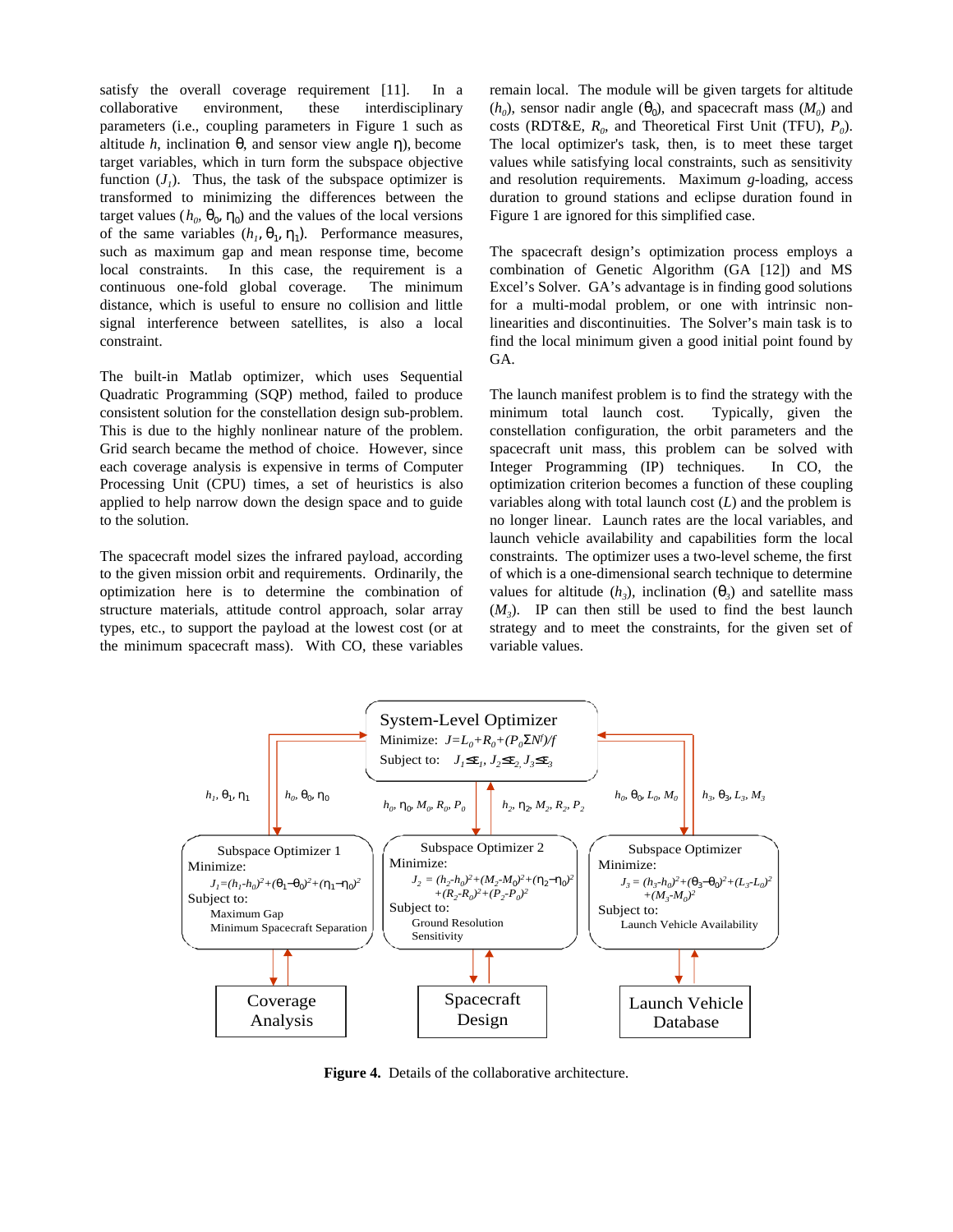satisfy the overall coverage requirement [11]. In a collaborative environment, these interdisciplinary parameters (i.e., coupling parameters in Figure 1 such as altitude $h$, inclination $\theta$, and sensor view angle $\eta$), become target variables, which in turn form the subspace objective function ($J_1$). Thus, the task of the subspace optimizer is transformed to minimizing the differences between the target values ($h_0$, $\theta_0$, $\eta_0$) and the values of the local versions of the same variables ($h_1$, $\theta_1$, $\eta_1$). Performance measures, such as maximum gap and mean response time, become local constraints. In this case, the requirement is a continuous one-fold global coverage. The minimum distance, which is useful to ensure no collision and little signal interference between satellites, is also a local constraint.

The built-in Matlab optimizer, which uses Sequential Quadratic Programming (SQP) method, failed to produce consistent solution for the constellation design sub-problem. This is due to the highly nonlinear nature of the problem. Grid search became the method of choice. However, since each coverage analysis is expensive in terms of Computer Processing Unit (CPU) times, a set of heuristics is also applied to help narrow down the design space and to guide to the solution.

The spacecraft model sizes the infrared payload, according to the given mission orbit and requirements. Ordinarily, the optimization here is to determine the combination of structure materials, attitude control approach, solar array types, etc., to support the payload at the lowest cost (or at the minimum spacecraft mass). With CO, these variables remain local. The module will be given targets for altitude ($h_0$), sensor nadir angle ($\theta_0$), and spacecraft mass ($M_0$) and costs (RDT&E, $R_0$, and Theoretical First Unit (TFU), $P_0$). The local optimizer's task, then, is to meet these target values while satisfying local constraints, such as sensitivity and resolution requirements. Maximum $g$-loading, access duration to ground stations and eclipse duration found in Figure 1 are ignored for this simplified case.

The spacecraft design's optimization process employs a combination of Genetic Algorithm (GA [12]) and MS Excel's Solver. GA's advantage is in finding good solutions for a multi-modal problem, or one with intrinsic non-linearities and discontinuities. The Solver's main task is to find the local minimum given a good initial point found by GA.

The launch manifest problem is to find the strategy with the minimum total launch cost. Typically, given the constellation configuration, the orbit parameters and the spacecraft unit mass, this problem can be solved with Integer Programming (IP) techniques. In CO, the optimization criterion becomes a function of these coupling variables along with total launch cost ($L$) and the problem is no longer linear. Launch rates are the local variables, and launch vehicle availability and capabilities form the local constraints. The optimizer uses a two-level scheme, the first of which is a one-dimensional search technique to determine values for altitude ($h_3$), inclination ($\theta_3$) and satellite mass ($M_3$). IP can then still be used to find the best launch strategy and to meet the constraints, for the given set of variable values.

**System-Level Optimizer**
Minimize: $J = L_0 + R_0 + (P_0 \Sigma N^f)/f$
Subject to: $J_1 \leq \varepsilon_1$, $J_2 \leq \varepsilon_2$, $J_3 \leq \varepsilon_3$

Links: $h_1, \theta_1, \eta_1$ / $h_0, \theta_0, \eta_0$ (Subspace Optimizer 1); $h_0, \eta_0, M_0, R_0, P_0$ / $h_2, \eta_2, M_2, R_2, P_2$ (Subspace Optimizer 2); $h_0, \theta_0, L_0, M_0$ / $h_3, \theta_3, L_3, M_3$ (Subspace Optimizer 3)

**Subspace Optimizer 1**
Minimize:
$J_1 = (h_1 - h_0)^2 + (\theta_1 - \theta_0)^2 + (\eta_1 - \eta_0)^2$
Subject to:
Maximum Gap
Minimum Spacecraft Separation
↔ Coverage Analysis

**Subspace Optimizer 2**
Minimize:
$J_2 = (h_2 - h_0)^2 + (M_2 - M_0)^2 + (\eta_2 - \eta_0)^2 + (R_2 - R_0)^2 + (P_2 - P_0)^2$
Subject to:
Ground Resolution
Sensitivity
↔ Spacecraft Design

**Subspace Optimizer**
Minimize:
$J_3 = (h_3 - h_0)^2 + (\theta_3 - \theta_0)^2 + (L_3 - L_0)^2 + (M_3 - M_0)^2$
Subject to:
Launch Vehicle Availability
↔ Launch Vehicle Database

**Figure 4.** Details of the collaborative architecture.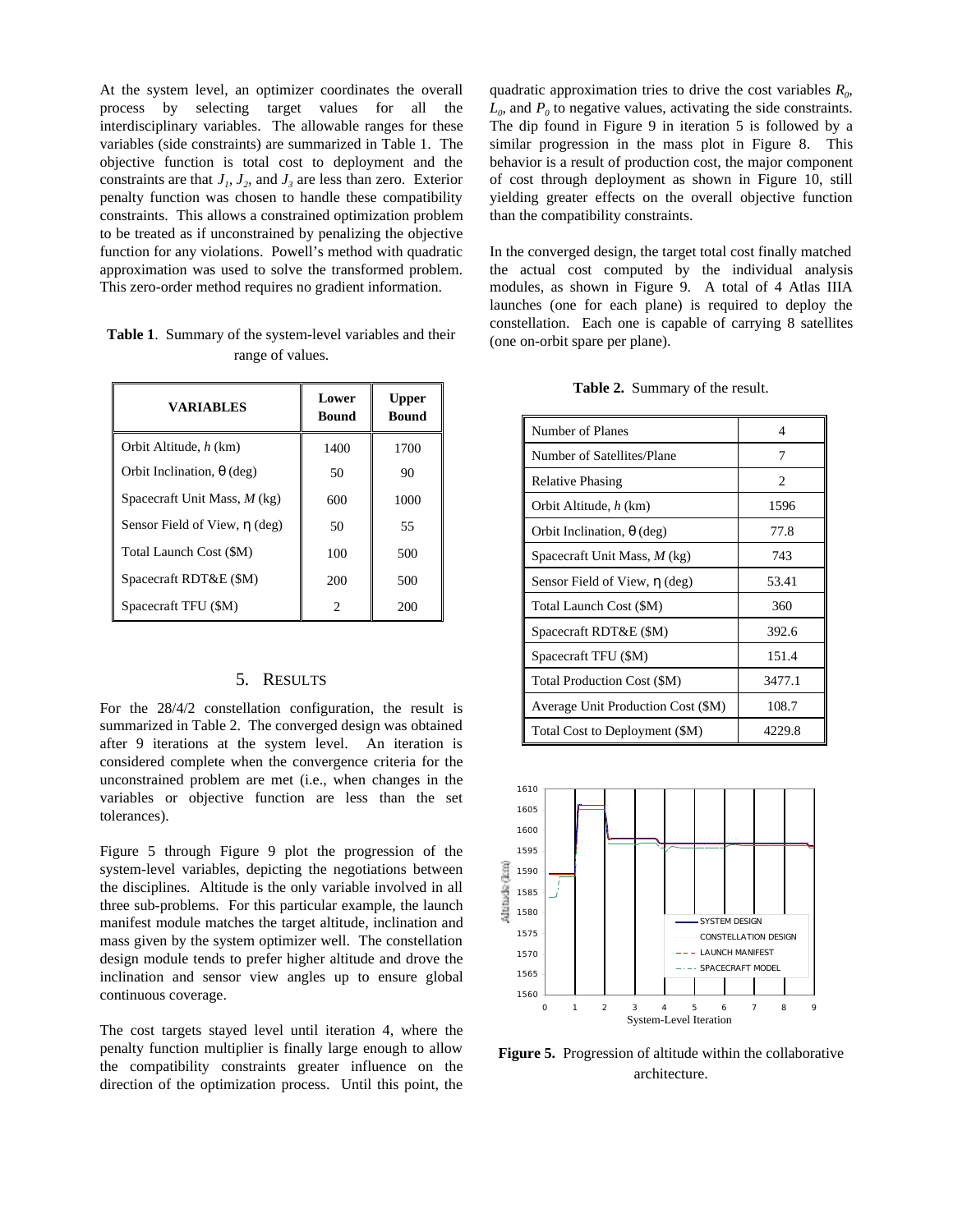At the system level, an optimizer coordinates the overall process by selecting target values for all the interdisciplinary variables. The allowable ranges for these variables (side constraints) are summarized in Table 1. The objective function is total cost to deployment and the constraints are that $J_1$, $J_2$, and $J_3$ are less than zero. Exterior penalty function was chosen to handle these compatibility constraints. This allows a constrained optimization problem to be treated as if unconstrained by penalizing the objective function for any violations. Powell's method with quadratic approximation was used to solve the transformed problem. This zero-order method requires no gradient information.

**Table 1**. Summary of the system-level variables and their range of values.

| VARIABLES | Lower Bound | Upper Bound |
|---|---|---|
| Orbit Altitude, *h* (km) | 1400 | 1700 |
| Orbit Inclination, θ (deg) | 50 | 90 |
| Spacecraft Unit Mass, *M* (kg) | 600 | 1000 |
| Sensor Field of View, η (deg) | 50 | 55 |
| Total Launch Cost ($M) | 100 | 500 |
| Spacecraft RDT&E ($M) | 200 | 500 |
| Spacecraft TFU ($M) | 2 | 200 |

## 5. RESULTS

For the 28/4/2 constellation configuration, the result is summarized in Table 2. The converged design was obtained after 9 iterations at the system level. An iteration is considered complete when the convergence criteria for the unconstrained problem are met (i.e., when changes in the variables or objective function are less than the set tolerances).

Figure 5 through Figure 9 plot the progression of the system-level variables, depicting the negotiations between the disciplines. Altitude is the only variable involved in all three sub-problems. For this particular example, the launch manifest module matches the target altitude, inclination and mass given by the system optimizer well. The constellation design module tends to prefer higher altitude and drove the inclination and sensor view angles up to ensure global continuous coverage.

The cost targets stayed level until iteration 4, where the penalty function multiplier is finally large enough to allow the compatibility constraints greater influence on the direction of the optimization process. Until this point, the quadratic approximation tries to drive the cost variables $R_0$, $L_0$, and $P_0$ to negative values, activating the side constraints. The dip found in Figure 9 in iteration 5 is followed by a similar progression in the mass plot in Figure 8. This behavior is a result of production cost, the major component of cost through deployment as shown in Figure 10, still yielding greater effects on the overall objective function than the compatibility constraints.

In the converged design, the target total cost finally matched the actual cost computed by the individual analysis modules, as shown in Figure 9. A total of 4 Atlas IIIA launches (one for each plane) is required to deploy the constellation. Each one is capable of carrying 8 satellites (one on-orbit spare per plane).

**Table 2.** Summary of the result.

| | |
|---|---|
| Number of Planes | 4 |
| Number of Satellites/Plane | 7 |
| Relative Phasing | 2 |
| Orbit Altitude, *h* (km) | 1596 |
| Orbit Inclination, θ (deg) | 77.8 |
| Spacecraft Unit Mass, *M* (kg) | 743 |
| Sensor Field of View, η (deg) | 53.41 |
| Total Launch Cost ($M) | 360 |
| Spacecraft RDT&E ($M) | 392.6 |
| Spacecraft TFU ($M) | 151.4 |
| Total Production Cost ($M) | 3477.1 |
| Average Unit Production Cost ($M) | 108.7 |
| Total Cost to Deployment ($M) | 4229.8 |

**Figure 5.** Progression of altitude within the collaborative architecture.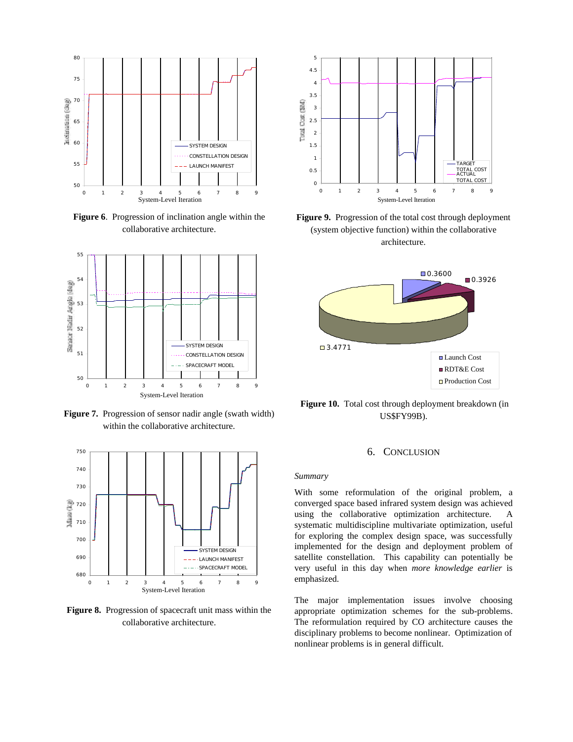**Figure 6**. Progression of inclination angle within the collaborative architecture.

**Figure 7.** Progression of sensor nadir angle (swath width) within the collaborative architecture.

**Figure 8.** Progression of spacecraft unit mass within the collaborative architecture.

**Figure 9.** Progression of the total cost through deployment (system objective function) within the collaborative architecture.

**Figure 10.** Total cost through deployment breakdown (in US$FY99B).

## 6. CONCLUSION

*Summary*

With some reformulation of the original problem, a converged space based infrared system design was achieved using the collaborative optimization architecture. A systematic multidiscipline multivariate optimization, useful for exploring the complex design space, was successfully implemented for the design and deployment problem of satellite constellation. This capability can potentially be very useful in this day when *more knowledge earlier* is emphasized.

The major implementation issues involve choosing appropriate optimization schemes for the sub-problems. The reformulation required by CO architecture causes the disciplinary problems to become nonlinear. Optimization of nonlinear problems is in general difficult.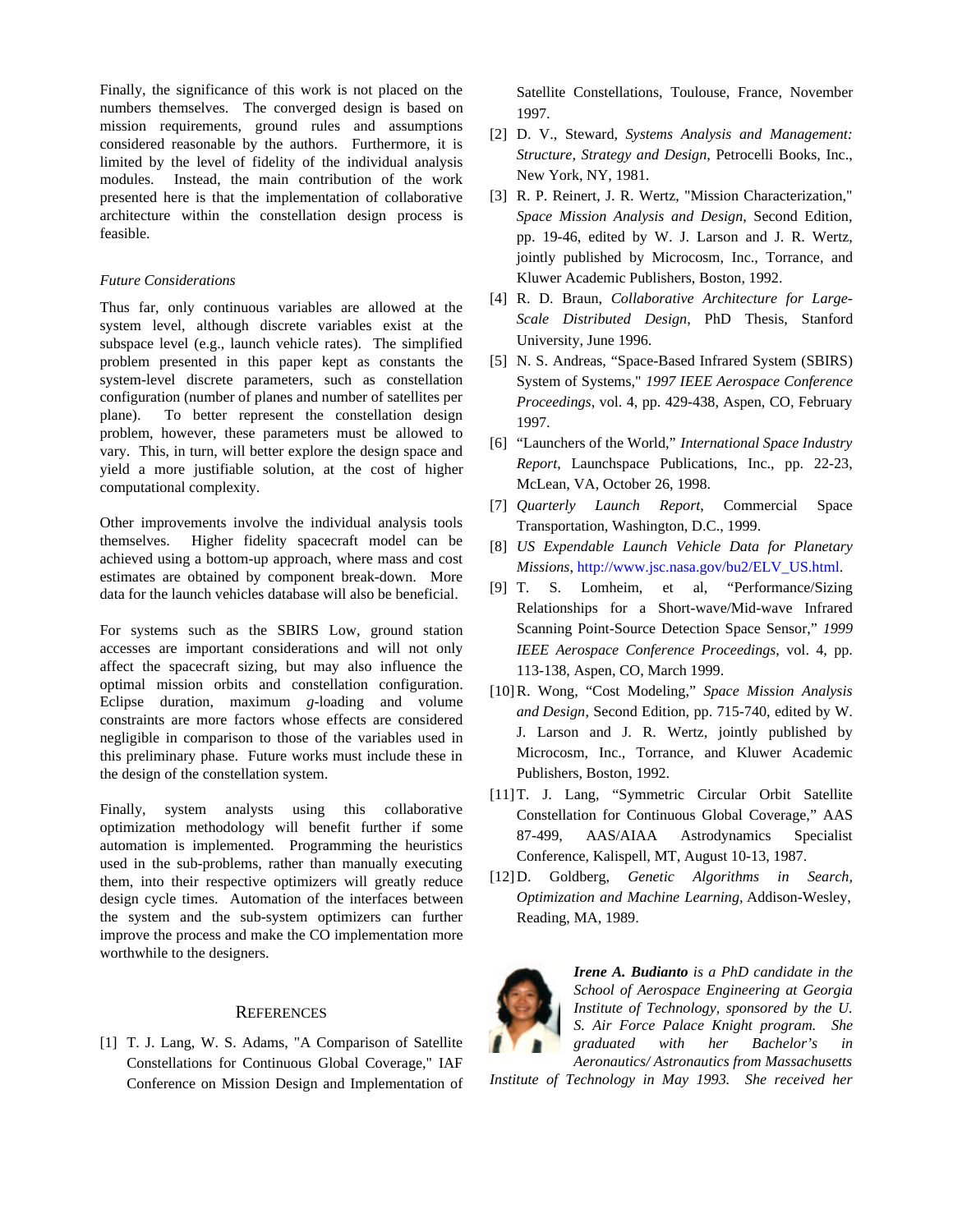Finally, the significance of this work is not placed on the numbers themselves. The converged design is based on mission requirements, ground rules and assumptions considered reasonable by the authors. Furthermore, it is limited by the level of fidelity of the individual analysis modules. Instead, the main contribution of the work presented here is that the implementation of collaborative architecture within the constellation design process is feasible.

*Future Considerations*

Thus far, only continuous variables are allowed at the system level, although discrete variables exist at the subspace level (e.g., launch vehicle rates). The simplified problem presented in this paper kept as constants the system-level discrete parameters, such as constellation configuration (number of planes and number of satellites per plane). To better represent the constellation design problem, however, these parameters must be allowed to vary. This, in turn, will better explore the design space and yield a more justifiable solution, at the cost of higher computational complexity.

Other improvements involve the individual analysis tools themselves. Higher fidelity spacecraft model can be achieved using a bottom-up approach, where mass and cost estimates are obtained by component break-down. More data for the launch vehicles database will also be beneficial.

For systems such as the SBIRS Low, ground station accesses are important considerations and will not only affect the spacecraft sizing, but may also influence the optimal mission orbits and constellation configuration. Eclipse duration, maximum *g*-loading and volume constraints are more factors whose effects are considered negligible in comparison to those of the variables used in this preliminary phase. Future works must include these in the design of the constellation system.

Finally, system analysts using this collaborative optimization methodology will benefit further if some automation is implemented. Programming the heuristics used in the sub-problems, rather than manually executing them, into their respective optimizers will greatly reduce design cycle times. Automation of the interfaces between the system and the sub-system optimizers can further improve the process and make the CO implementation more worthwhile to the designers.

## REFERENCES

[1] T. J. Lang, W. S. Adams, "A Comparison of Satellite Constellations for Continuous Global Coverage," IAF Conference on Mission Design and Implementation of Satellite Constellations, Toulouse, France, November 1997.

[2] D. V., Steward, *Systems Analysis and Management: Structure, Strategy and Design*, Petrocelli Books, Inc., New York, NY, 1981.

[3] R. P. Reinert, J. R. Wertz, "Mission Characterization," *Space Mission Analysis and Design*, Second Edition, pp. 19-46, edited by W. J. Larson and J. R. Wertz, jointly published by Microcosm, Inc., Torrance, and Kluwer Academic Publishers, Boston, 1992.

[4] R. D. Braun, *Collaborative Architecture for Large-Scale Distributed Design*, PhD Thesis, Stanford University, June 1996.

[5] N. S. Andreas, "Space-Based Infrared System (SBIRS) System of Systems," *1997 IEEE Aerospace Conference Proceedings*, vol. 4, pp. 429-438, Aspen, CO, February 1997.

[6] "Launchers of the World," *International Space Industry Report*, Launchspace Publications, Inc., pp. 22-23, McLean, VA, October 26, 1998.

[7] *Quarterly Launch Report*, Commercial Space Transportation, Washington, D.C., 1999.

[8] *US Expendable Launch Vehicle Data for Planetary Missions*, http://www.jsc.nasa.gov/bu2/ELV_US.html.

[9] T. S. Lomheim, et al, "Performance/Sizing Relationships for a Short-wave/Mid-wave Infrared Scanning Point-Source Detection Space Sensor," *1999 IEEE Aerospace Conference Proceedings*, vol. 4, pp. 113-138, Aspen, CO, March 1999.

[10] R. Wong, "Cost Modeling," *Space Mission Analysis and Design*, Second Edition, pp. 715-740, edited by W. J. Larson and J. R. Wertz, jointly published by Microcosm, Inc., Torrance, and Kluwer Academic Publishers, Boston, 1992.

[11] T. J. Lang, "Symmetric Circular Orbit Satellite Constellation for Continuous Global Coverage," AAS 87-499, AAS/AIAA Astrodynamics Specialist Conference, Kalispell, MT, August 10-13, 1987.

[12] D. Goldberg, *Genetic Algorithms in Search, Optimization and Machine Learning*, Addison-Wesley, Reading, MA, 1989.

***Irene A. Budianto*** *is a PhD candidate in the School of Aerospace Engineering at Georgia Institute of Technology, sponsored by the U. S. Air Force Palace Knight program. She graduated with her Bachelor's in Aeronautics/ Astronautics from Massachusetts Institute of Technology in May 1993. She received her*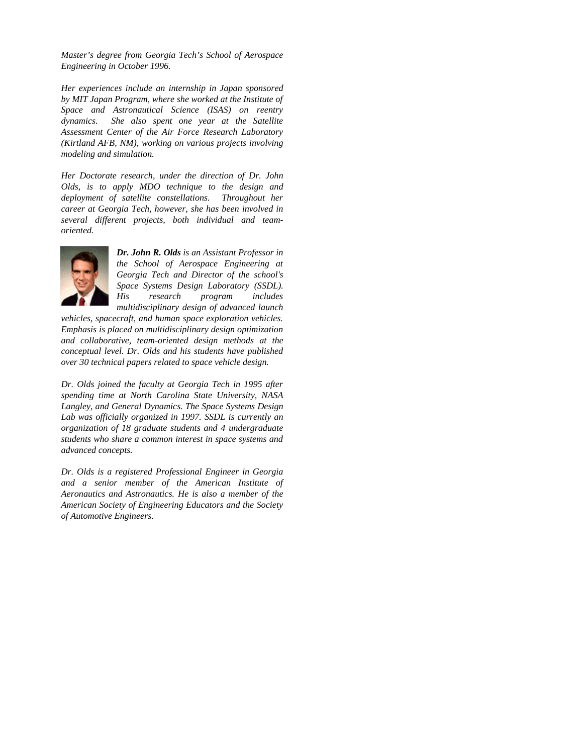*Master's degree from Georgia Tech's School of Aerospace Engineering in October 1996.*

*Her experiences include an internship in Japan sponsored by MIT Japan Program, where she worked at the Institute of Space and Astronautical Science (ISAS) on reentry dynamics. She also spent one year at the Satellite Assessment Center of the Air Force Research Laboratory (Kirtland AFB, NM), working on various projects involving modeling and simulation.*

*Her Doctorate research, under the direction of Dr. John Olds, is to apply MDO technique to the design and deployment of satellite constellations. Throughout her career at Georgia Tech, however, she has been involved in several different projects, both individual and team-oriented.*

***Dr. John R. Olds** is an Assistant Professor in the School of Aerospace Engineering at Georgia Tech and Director of the school's Space Systems Design Laboratory (SSDL). His research program includes multidisciplinary design of advanced launch vehicles, spacecraft, and human space exploration vehicles. Emphasis is placed on multidisciplinary design optimization and collaborative, team-oriented design methods at the conceptual level. Dr. Olds and his students have published over 30 technical papers related to space vehicle design.*

*Dr. Olds joined the faculty at Georgia Tech in 1995 after spending time at North Carolina State University, NASA Langley, and General Dynamics. The Space Systems Design Lab was officially organized in 1997. SSDL is currently an organization of 18 graduate students and 4 undergraduate students who share a common interest in space systems and advanced concepts.*

*Dr. Olds is a registered Professional Engineer in Georgia and a senior member of the American Institute of Aeronautics and Astronautics. He is also a member of the American Society of Engineering Educators and the Society of Automotive Engineers.*